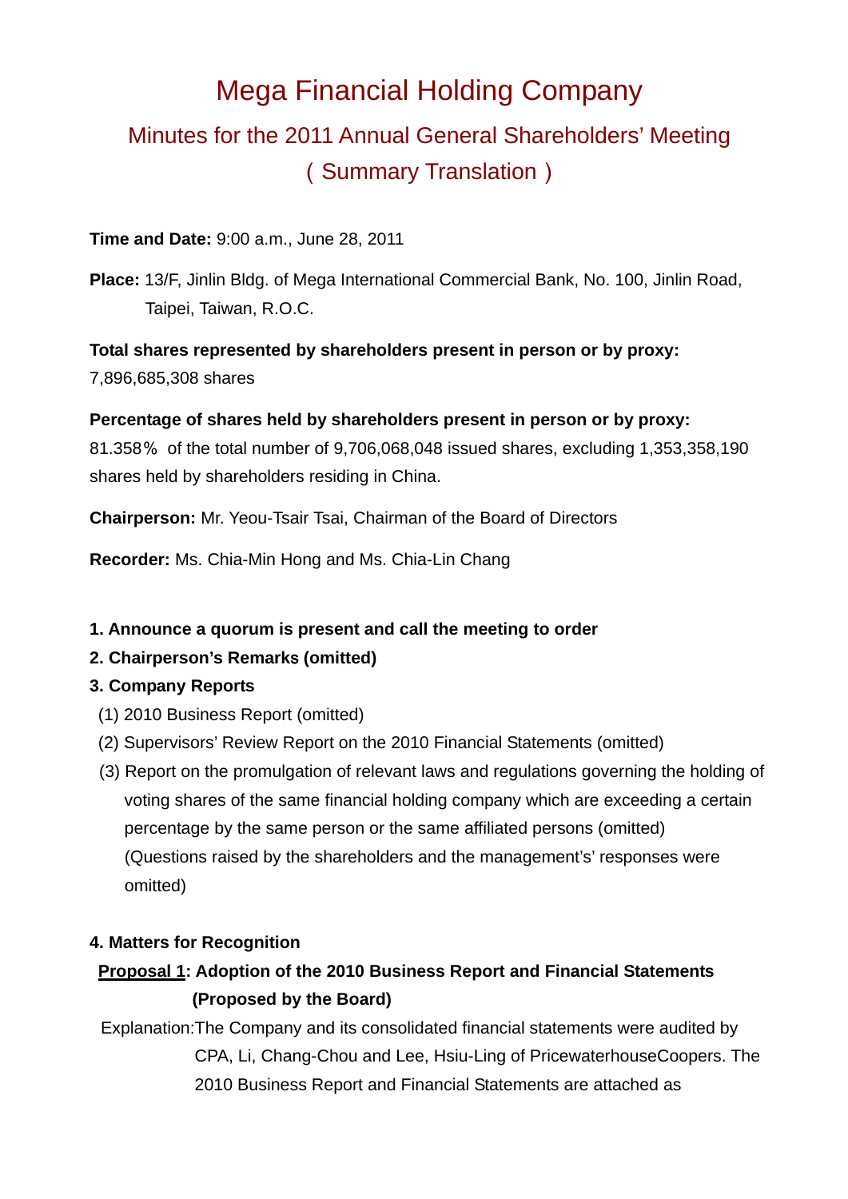# Mega Financial Holding Company

## Minutes for the 2011 Annual General Shareholders' Meeting

## （Summary Translation）

**Time and Date:** 9:00 a.m., June 28, 2011

**Place:** 13/F, Jinlin Bldg. of Mega International Commercial Bank, No. 100, Jinlin Road, Taipei, Taiwan, R.O.C.

**Total shares represented by shareholders present in person or by proxy:**
7,896,685,308 shares

**Percentage of shares held by shareholders present in person or by proxy:**
81.358％ of the total number of 9,706,068,048 issued shares, excluding 1,353,358,190 shares held by shareholders residing in China.

**Chairperson:** Mr. Yeou-Tsair Tsai, Chairman of the Board of Directors

**Recorder:** Ms. Chia-Min Hong and Ms. Chia-Lin Chang

**1. Announce a quorum is present and call the meeting to order**

**2. Chairperson's Remarks (omitted)**

**3. Company Reports**

(1) 2010 Business Report (omitted)

(2) Supervisors' Review Report on the 2010 Financial Statements (omitted)

(3) Report on the promulgation of relevant laws and regulations governing the holding of voting shares of the same financial holding company which are exceeding a certain percentage by the same person or the same affiliated persons (omitted)
(Questions raised by the shareholders and the management's responses were omitted)

**4. Matters for Recognition**

**<u>Proposal 1</u>: Adoption of the 2010 Business Report and Financial Statements (Proposed by the Board)**

Explanation: The Company and its consolidated financial statements were audited by CPA, Li, Chang-Chou and Lee, Hsiu-Ling of PricewaterhouseCoopers. The 2010 Business Report and Financial Statements are attached as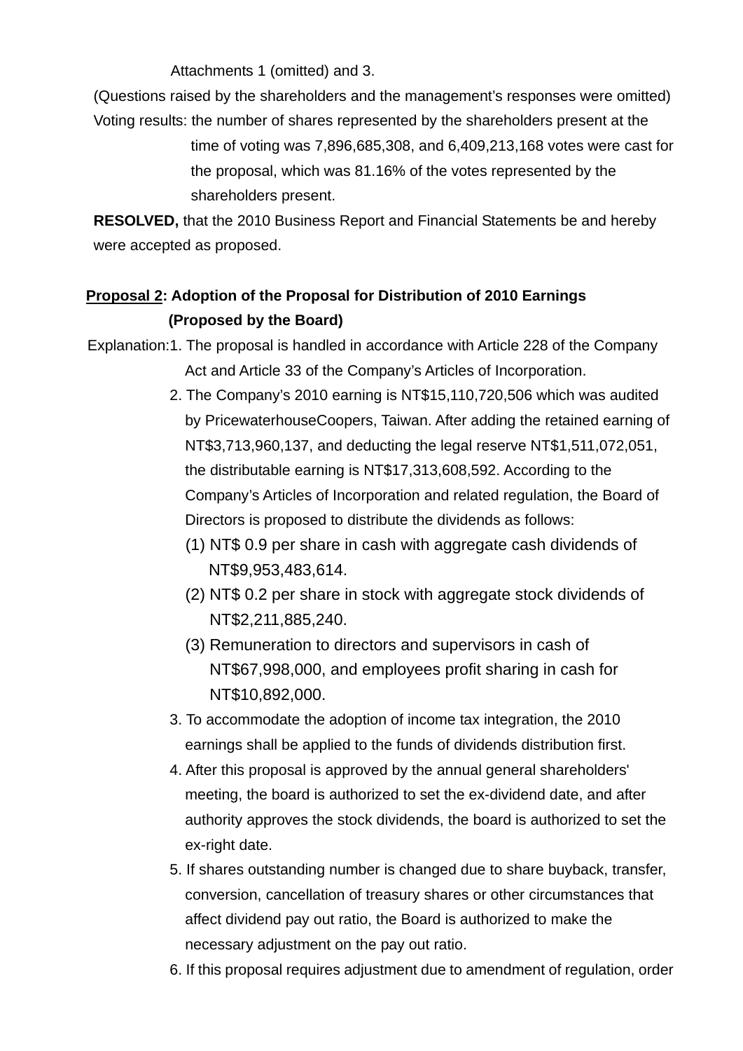Attachments 1 (omitted) and 3.

(Questions raised by the shareholders and the management's responses were omitted)

Voting results: the number of shares represented by the shareholders present at the time of voting was 7,896,685,308, and 6,409,213,168 votes were cast for the proposal, which was 81.16% of the votes represented by the shareholders present.

**RESOLVED,** that the 2010 Business Report and Financial Statements be and hereby were accepted as proposed.

**Proposal 2: Adoption of the Proposal for Distribution of 2010 Earnings (Proposed by the Board)**

Explanation:

1. The proposal is handled in accordance with Article 228 of the Company Act and Article 33 of the Company's Articles of Incorporation.
2. The Company's 2010 earning is NT$15,110,720,506 which was audited by PricewaterhouseCoopers, Taiwan. After adding the retained earning of NT$3,713,960,137, and deducting the legal reserve NT$1,511,072,051, the distributable earning is NT$17,313,608,592. According to the Company's Articles of Incorporation and related regulation, the Board of Directors is proposed to distribute the dividends as follows:
   (1) NT$ 0.9 per share in cash with aggregate cash dividends of NT$9,953,483,614.
   (2) NT$ 0.2 per share in stock with aggregate stock dividends of NT$2,211,885,240.
   (3) Remuneration to directors and supervisors in cash of NT$67,998,000, and employees profit sharing in cash for NT$10,892,000.
3. To accommodate the adoption of income tax integration, the 2010 earnings shall be applied to the funds of dividends distribution first.
4. After this proposal is approved by the annual general shareholders' meeting, the board is authorized to set the ex-dividend date, and after authority approves the stock dividends, the board is authorized to set the ex-right date.
5. If shares outstanding number is changed due to share buyback, transfer, conversion, cancellation of treasury shares or other circumstances that affect dividend pay out ratio, the Board is authorized to make the necessary adjustment on the pay out ratio.
6. If this proposal requires adjustment due to amendment of regulation, order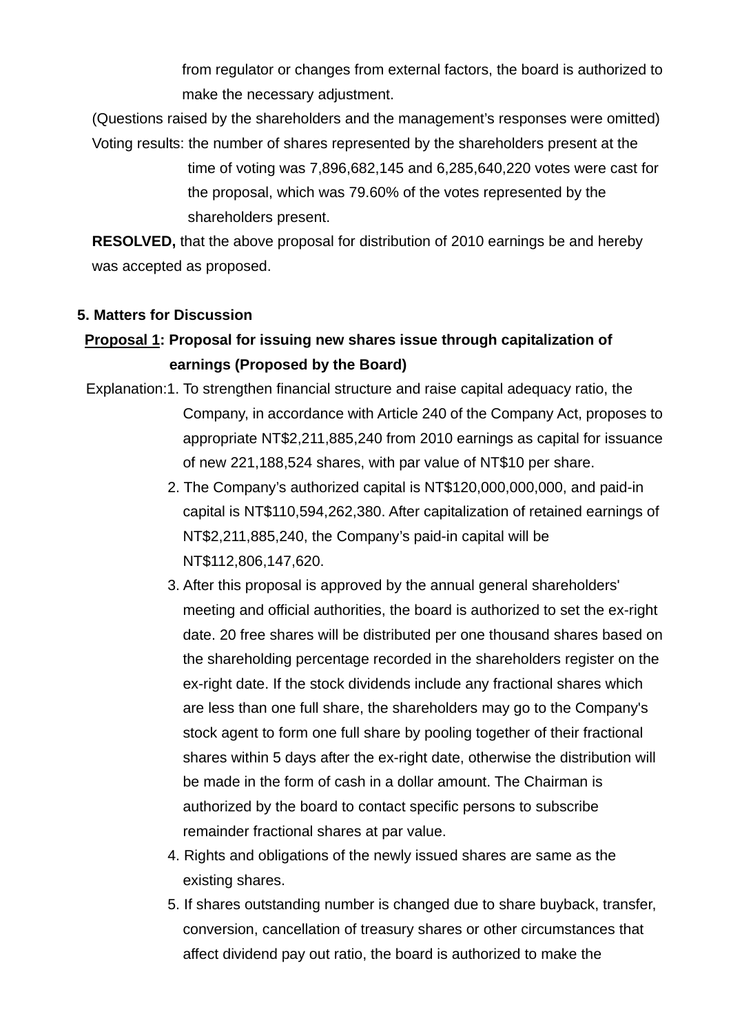from regulator or changes from external factors, the board is authorized to make the necessary adjustment.

(Questions raised by the shareholders and the management's responses were omitted)

Voting results: the number of shares represented by the shareholders present at the time of voting was 7,896,682,145 and 6,285,640,220 votes were cast for the proposal, which was 79.60% of the votes represented by the shareholders present.

**RESOLVED,** that the above proposal for distribution of 2010 earnings be and hereby was accepted as proposed.

## 5. Matters for Discussion

**Proposal 1: Proposal for issuing new shares issue through capitalization of earnings (Proposed by the Board)**

Explanation:

1. To strengthen financial structure and raise capital adequacy ratio, the Company, in accordance with Article 240 of the Company Act, proposes to appropriate NT$2,211,885,240 from 2010 earnings as capital for issuance of new 221,188,524 shares, with par value of NT$10 per share.
2. The Company's authorized capital is NT$120,000,000,000, and paid-in capital is NT$110,594,262,380. After capitalization of retained earnings of NT$2,211,885,240, the Company's paid-in capital will be NT$112,806,147,620.
3. After this proposal is approved by the annual general shareholders' meeting and official authorities, the board is authorized to set the ex-right date. 20 free shares will be distributed per one thousand shares based on the shareholding percentage recorded in the shareholders register on the ex-right date. If the stock dividends include any fractional shares which are less than one full share, the shareholders may go to the Company's stock agent to form one full share by pooling together of their fractional shares within 5 days after the ex-right date, otherwise the distribution will be made in the form of cash in a dollar amount. The Chairman is authorized by the board to contact specific persons to subscribe remainder fractional shares at par value.
4. Rights and obligations of the newly issued shares are same as the existing shares.
5. If shares outstanding number is changed due to share buyback, transfer, conversion, cancellation of treasury shares or other circumstances that affect dividend pay out ratio, the board is authorized to make the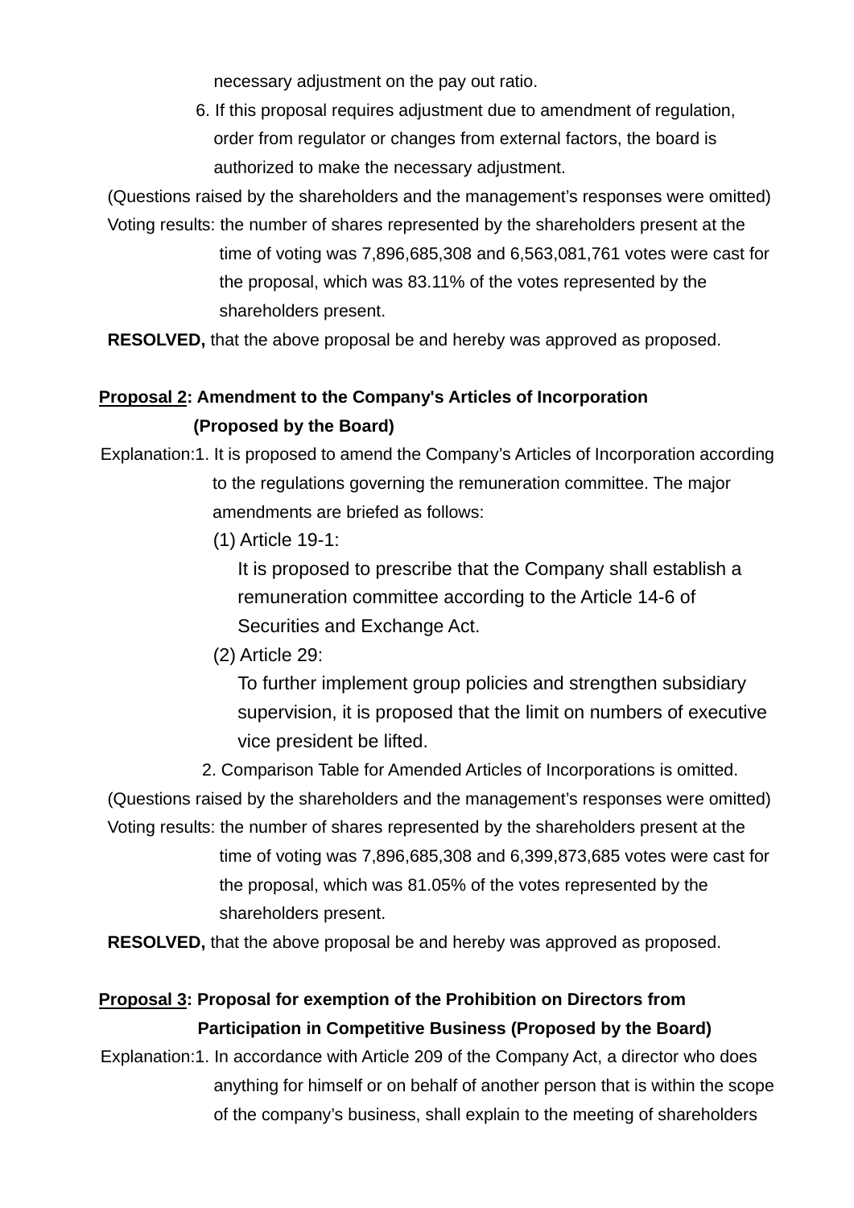necessary adjustment on the pay out ratio.

6. If this proposal requires adjustment due to amendment of regulation, order from regulator or changes from external factors, the board is authorized to make the necessary adjustment.

(Questions raised by the shareholders and the management's responses were omitted)

Voting results: the number of shares represented by the shareholders present at the time of voting was 7,896,685,308 and 6,563,081,761 votes were cast for the proposal, which was 83.11% of the votes represented by the shareholders present.

**RESOLVED,** that the above proposal be and hereby was approved as proposed.

**Proposal 2: Amendment to the Company's Articles of Incorporation (Proposed by the Board)**

Explanation:1. It is proposed to amend the Company's Articles of Incorporation according to the regulations governing the remuneration committee. The major amendments are briefed as follows:

(1) Article 19-1:

It is proposed to prescribe that the Company shall establish a remuneration committee according to the Article 14-6 of Securities and Exchange Act.

(2) Article 29:

To further implement group policies and strengthen subsidiary supervision, it is proposed that the limit on numbers of executive vice president be lifted.

2. Comparison Table for Amended Articles of Incorporations is omitted.

(Questions raised by the shareholders and the management's responses were omitted)

Voting results: the number of shares represented by the shareholders present at the time of voting was 7,896,685,308 and 6,399,873,685 votes were cast for the proposal, which was 81.05% of the votes represented by the shareholders present.

**RESOLVED,** that the above proposal be and hereby was approved as proposed.

**Proposal 3: Proposal for exemption of the Prohibition on Directors from Participation in Competitive Business (Proposed by the Board)**

Explanation:1. In accordance with Article 209 of the Company Act, a director who does anything for himself or on behalf of another person that is within the scope of the company's business, shall explain to the meeting of shareholders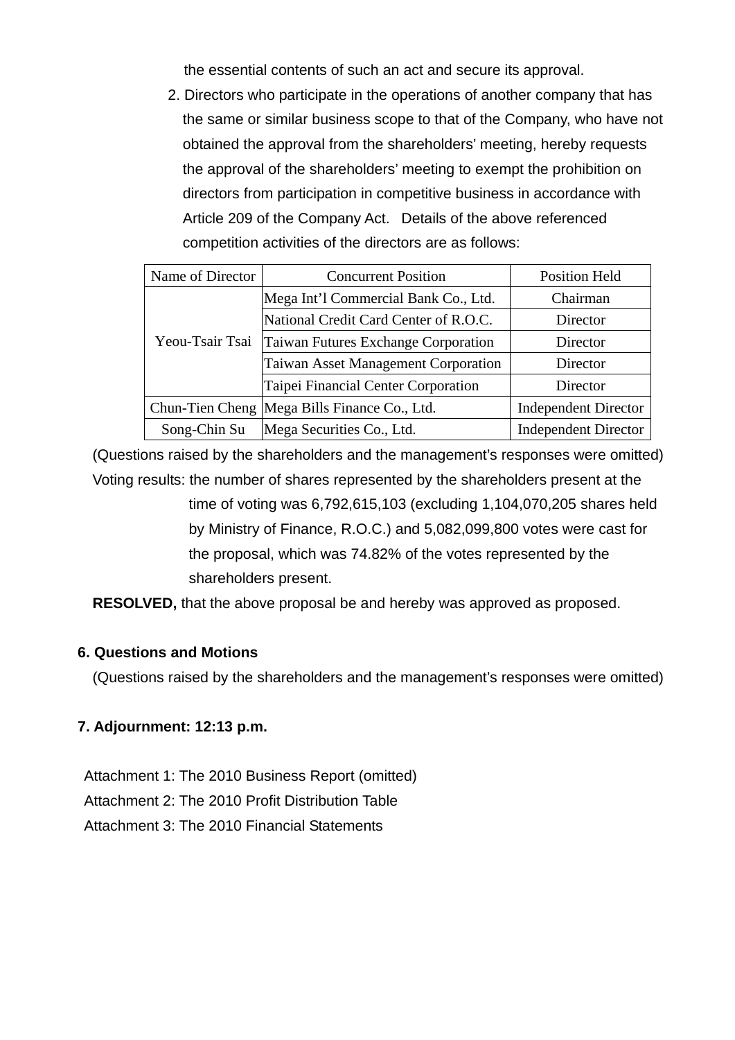the essential contents of such an act and secure its approval.

2. Directors who participate in the operations of another company that has the same or similar business scope to that of the Company, who have not obtained the approval from the shareholders' meeting, hereby requests the approval of the shareholders' meeting to exempt the prohibition on directors from participation in competitive business in accordance with Article 209 of the Company Act. Details of the above referenced competition activities of the directors are as follows:

| Name of Director | Concurrent Position | Position Held |
|---|---|---|
| Yeou-Tsair Tsai | Mega Int'l Commercial Bank Co., Ltd. | Chairman |
| | National Credit Card Center of R.O.C. | Director |
| | Taiwan Futures Exchange Corporation | Director |
| | Taiwan Asset Management Corporation | Director |
| | Taipei Financial Center Corporation | Director |
| Chun-Tien Cheng | Mega Bills Finance Co., Ltd. | Independent Director |
| Song-Chin Su | Mega Securities Co., Ltd. | Independent Director |

(Questions raised by the shareholders and the management's responses were omitted)

Voting results: the number of shares represented by the shareholders present at the time of voting was 6,792,615,103 (excluding 1,104,070,205 shares held by Ministry of Finance, R.O.C.) and 5,082,099,800 votes were cast for the proposal, which was 74.82% of the votes represented by the shareholders present.

**RESOLVED,** that the above proposal be and hereby was approved as proposed.

**6. Questions and Motions**

(Questions raised by the shareholders and the management's responses were omitted)

**7. Adjournment: 12:13 p.m.**

Attachment 1: The 2010 Business Report (omitted)
Attachment 2: The 2010 Profit Distribution Table
Attachment 3: The 2010 Financial Statements